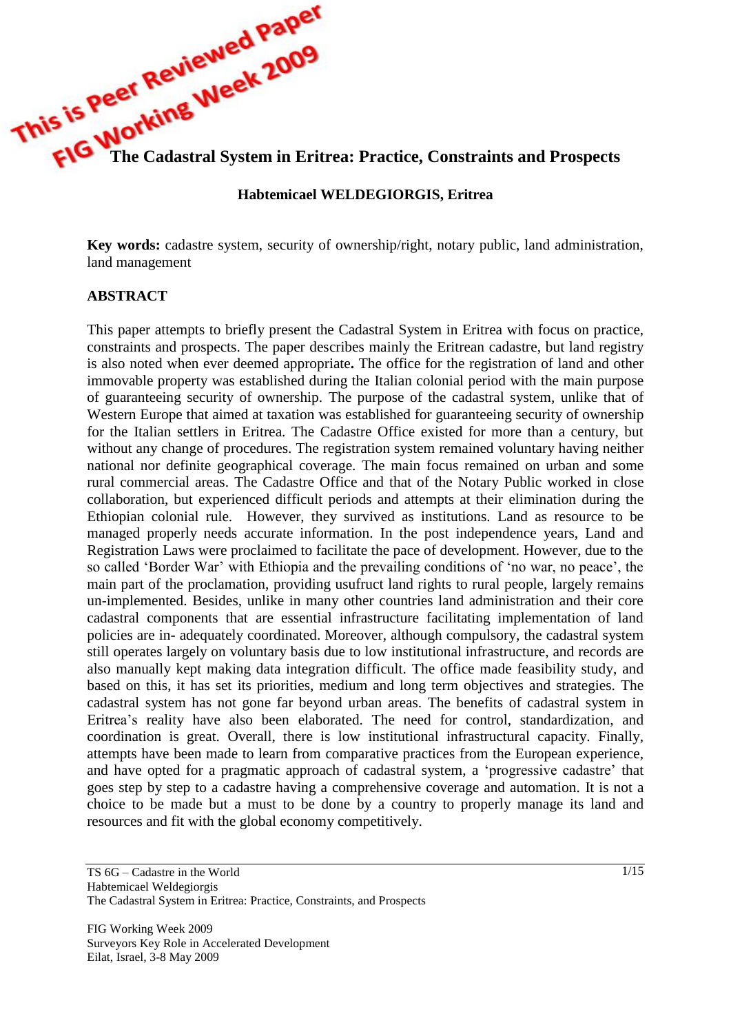This is Peer Reviewed Paper
FIG Working Week 2009

# The Cadastral System in Eritrea: Practice, Constraints and Prospects

**Habtemicael WELDEGIORGIS, Eritrea**

**Key words:** cadastre system, security of ownership/right, notary public, land administration, land management

## ABSTRACT

This paper attempts to briefly present the Cadastral System in Eritrea with focus on practice, constraints and prospects. The paper describes mainly the Eritrean cadastre, but land registry is also noted when ever deemed appropriate**.** The office for the registration of land and other immovable property was established during the Italian colonial period with the main purpose of guaranteeing security of ownership. The purpose of the cadastral system, unlike that of Western Europe that aimed at taxation was established for guaranteeing security of ownership for the Italian settlers in Eritrea. The Cadastre Office existed for more than a century, but without any change of procedures. The registration system remained voluntary having neither national nor definite geographical coverage. The main focus remained on urban and some rural commercial areas. The Cadastre Office and that of the Notary Public worked in close collaboration, but experienced difficult periods and attempts at their elimination during the Ethiopian colonial rule. However, they survived as institutions. Land as resource to be managed properly needs accurate information. In the post independence years, Land and Registration Laws were proclaimed to facilitate the pace of development. However, due to the so called 'Border War' with Ethiopia and the prevailing conditions of 'no war, no peace', the main part of the proclamation, providing usufruct land rights to rural people, largely remains un-implemented. Besides, unlike in many other countries land administration and their core cadastral components that are essential infrastructure facilitating implementation of land policies are in- adequately coordinated. Moreover, although compulsory, the cadastral system still operates largely on voluntary basis due to low institutional infrastructure, and records are also manually kept making data integration difficult. The office made feasibility study, and based on this, it has set its priorities, medium and long term objectives and strategies. The cadastral system has not gone far beyond urban areas. The benefits of cadastral system in Eritrea's reality have also been elaborated. The need for control, standardization, and coordination is great. Overall, there is low institutional infrastructural capacity. Finally, attempts have been made to learn from comparative practices from the European experience, and have opted for a pragmatic approach of cadastral system, a 'progressive cadastre' that goes step by step to a cadastre having a comprehensive coverage and automation. It is not a choice to be made but a must to be done by a country to properly manage its land and resources and fit with the global economy competitively.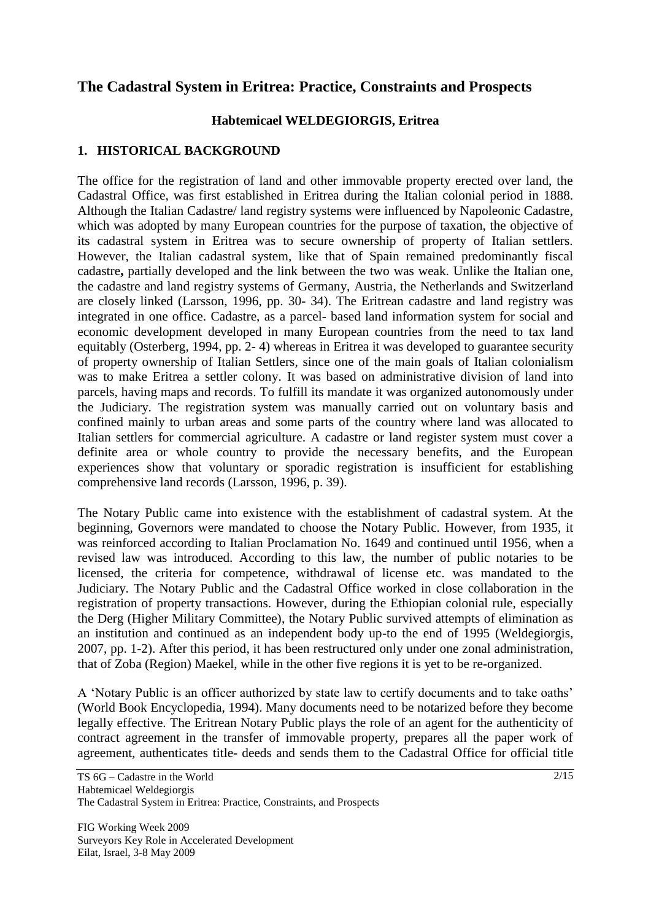# The Cadastral System in Eritrea: Practice, Constraints and Prospects

**Habtemicael WELDEGIORGIS, Eritrea**

## 1. HISTORICAL BACKGROUND

The office for the registration of land and other immovable property erected over land, the Cadastral Office, was first established in Eritrea during the Italian colonial period in 1888. Although the Italian Cadastre/ land registry systems were influenced by Napoleonic Cadastre, which was adopted by many European countries for the purpose of taxation, the objective of its cadastral system in Eritrea was to secure ownership of property of Italian settlers. However, the Italian cadastral system, like that of Spain remained predominantly fiscal cadastre**,** partially developed and the link between the two was weak. Unlike the Italian one, the cadastre and land registry systems of Germany, Austria, the Netherlands and Switzerland are closely linked (Larsson, 1996, pp. 30- 34). The Eritrean cadastre and land registry was integrated in one office. Cadastre, as a parcel- based land information system for social and economic development developed in many European countries from the need to tax land equitably (Osterberg, 1994, pp. 2- 4) whereas in Eritrea it was developed to guarantee security of property ownership of Italian Settlers, since one of the main goals of Italian colonialism was to make Eritrea a settler colony. It was based on administrative division of land into parcels, having maps and records. To fulfill its mandate it was organized autonomously under the Judiciary. The registration system was manually carried out on voluntary basis and confined mainly to urban areas and some parts of the country where land was allocated to Italian settlers for commercial agriculture. A cadastre or land register system must cover a definite area or whole country to provide the necessary benefits, and the European experiences show that voluntary or sporadic registration is insufficient for establishing comprehensive land records (Larsson, 1996, p. 39).

The Notary Public came into existence with the establishment of cadastral system. At the beginning, Governors were mandated to choose the Notary Public. However, from 1935, it was reinforced according to Italian Proclamation No. 1649 and continued until 1956, when a revised law was introduced. According to this law, the number of public notaries to be licensed, the criteria for competence, withdrawal of license etc. was mandated to the Judiciary. The Notary Public and the Cadastral Office worked in close collaboration in the registration of property transactions. However, during the Ethiopian colonial rule, especially the Derg (Higher Military Committee), the Notary Public survived attempts of elimination as an institution and continued as an independent body up-to the end of 1995 (Weldegiorgis, 2007, pp. 1-2). After this period, it has been restructured only under one zonal administration, that of Zoba (Region) Maekel, while in the other five regions it is yet to be re-organized.

A 'Notary Public is an officer authorized by state law to certify documents and to take oaths' (World Book Encyclopedia, 1994). Many documents need to be notarized before they become legally effective. The Eritrean Notary Public plays the role of an agent for the authenticity of contract agreement in the transfer of immovable property, prepares all the paper work of agreement, authenticates title- deeds and sends them to the Cadastral Office for official title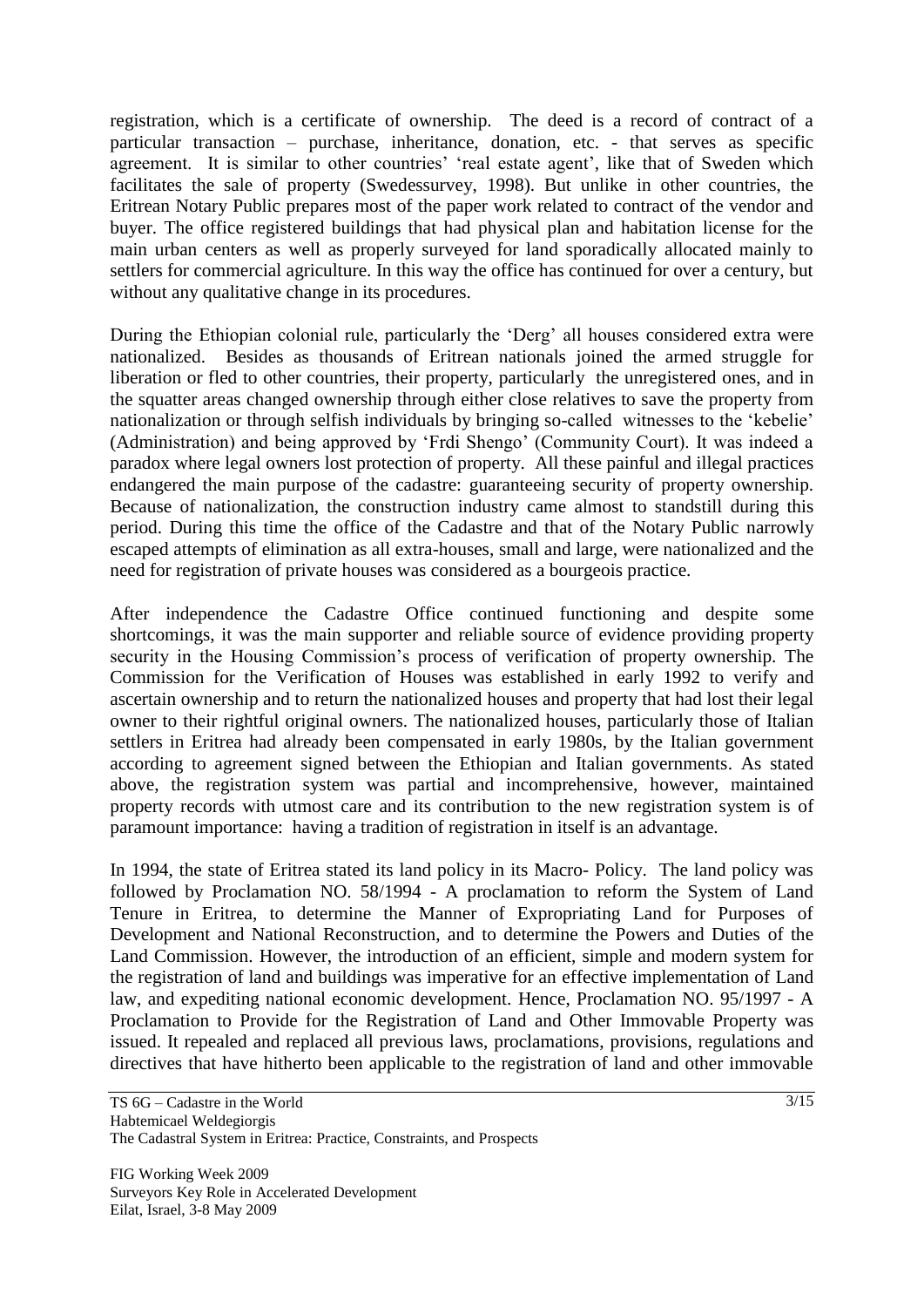registration, which is a certificate of ownership. The deed is a record of contract of a particular transaction – purchase, inheritance, donation, etc. - that serves as specific agreement. It is similar to other countries' 'real estate agent', like that of Sweden which facilitates the sale of property (Swedessurvey, 1998). But unlike in other countries, the Eritrean Notary Public prepares most of the paper work related to contract of the vendor and buyer. The office registered buildings that had physical plan and habitation license for the main urban centers as well as properly surveyed for land sporadically allocated mainly to settlers for commercial agriculture. In this way the office has continued for over a century, but without any qualitative change in its procedures.

During the Ethiopian colonial rule, particularly the 'Derg' all houses considered extra were nationalized. Besides as thousands of Eritrean nationals joined the armed struggle for liberation or fled to other countries, their property, particularly the unregistered ones, and in the squatter areas changed ownership through either close relatives to save the property from nationalization or through selfish individuals by bringing so-called witnesses to the 'kebelie' (Administration) and being approved by 'Frdi Shengo' (Community Court). It was indeed a paradox where legal owners lost protection of property. All these painful and illegal practices endangered the main purpose of the cadastre: guaranteeing security of property ownership. Because of nationalization, the construction industry came almost to standstill during this period. During this time the office of the Cadastre and that of the Notary Public narrowly escaped attempts of elimination as all extra-houses, small and large, were nationalized and the need for registration of private houses was considered as a bourgeois practice.

After independence the Cadastre Office continued functioning and despite some shortcomings, it was the main supporter and reliable source of evidence providing property security in the Housing Commission's process of verification of property ownership. The Commission for the Verification of Houses was established in early 1992 to verify and ascertain ownership and to return the nationalized houses and property that had lost their legal owner to their rightful original owners. The nationalized houses, particularly those of Italian settlers in Eritrea had already been compensated in early 1980s, by the Italian government according to agreement signed between the Ethiopian and Italian governments. As stated above, the registration system was partial and incomprehensive, however, maintained property records with utmost care and its contribution to the new registration system is of paramount importance: having a tradition of registration in itself is an advantage.

In 1994, the state of Eritrea stated its land policy in its Macro- Policy. The land policy was followed by Proclamation NO. 58/1994 - A proclamation to reform the System of Land Tenure in Eritrea, to determine the Manner of Expropriating Land for Purposes of Development and National Reconstruction, and to determine the Powers and Duties of the Land Commission. However, the introduction of an efficient, simple and modern system for the registration of land and buildings was imperative for an effective implementation of Land law, and expediting national economic development. Hence, Proclamation NO. 95/1997 - A Proclamation to Provide for the Registration of Land and Other Immovable Property was issued. It repealed and replaced all previous laws, proclamations, provisions, regulations and directives that have hitherto been applicable to the registration of land and other immovable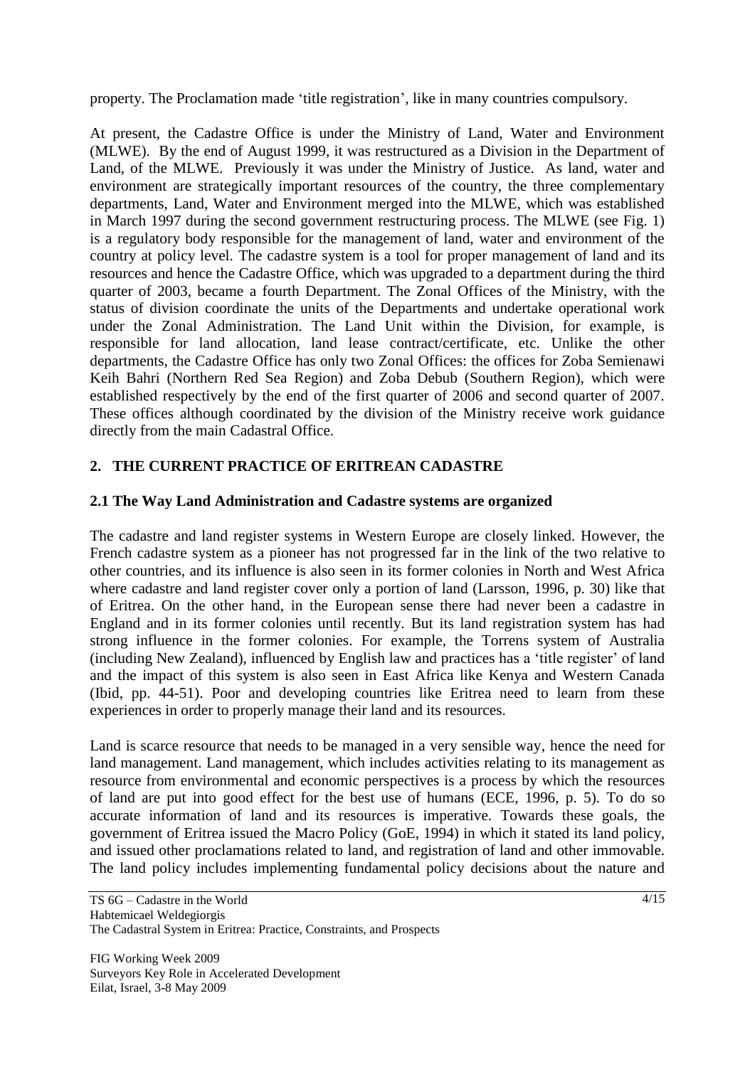property. The Proclamation made 'title registration', like in many countries compulsory.

At present, the Cadastre Office is under the Ministry of Land, Water and Environment (MLWE). By the end of August 1999, it was restructured as a Division in the Department of Land, of the MLWE. Previously it was under the Ministry of Justice. As land, water and environment are strategically important resources of the country, the three complementary departments, Land, Water and Environment merged into the MLWE, which was established in March 1997 during the second government restructuring process. The MLWE (see Fig. 1) is a regulatory body responsible for the management of land, water and environment of the country at policy level. The cadastre system is a tool for proper management of land and its resources and hence the Cadastre Office, which was upgraded to a department during the third quarter of 2003, became a fourth Department. The Zonal Offices of the Ministry, with the status of division coordinate the units of the Departments and undertake operational work under the Zonal Administration. The Land Unit within the Division, for example, is responsible for land allocation, land lease contract/certificate, etc. Unlike the other departments, the Cadastre Office has only two Zonal Offices: the offices for Zoba Semienawi Keih Bahri (Northern Red Sea Region) and Zoba Debub (Southern Region), which were established respectively by the end of the first quarter of 2006 and second quarter of 2007. These offices although coordinated by the division of the Ministry receive work guidance directly from the main Cadastral Office.

## 2. THE CURRENT PRACTICE OF ERITREAN CADASTRE

### 2.1 The Way Land Administration and Cadastre systems are organized

The cadastre and land register systems in Western Europe are closely linked. However, the French cadastre system as a pioneer has not progressed far in the link of the two relative to other countries, and its influence is also seen in its former colonies in North and West Africa where cadastre and land register cover only a portion of land (Larsson, 1996, p. 30) like that of Eritrea. On the other hand, in the European sense there had never been a cadastre in England and in its former colonies until recently. But its land registration system has had strong influence in the former colonies. For example, the Torrens system of Australia (including New Zealand), influenced by English law and practices has a 'title register' of land and the impact of this system is also seen in East Africa like Kenya and Western Canada (Ibid, pp. 44-51). Poor and developing countries like Eritrea need to learn from these experiences in order to properly manage their land and its resources.

Land is scarce resource that needs to be managed in a very sensible way, hence the need for land management. Land management, which includes activities relating to its management as resource from environmental and economic perspectives is a process by which the resources of land are put into good effect for the best use of humans (ECE, 1996, p. 5). To do so accurate information of land and its resources is imperative. Towards these goals, the government of Eritrea issued the Macro Policy (GoE, 1994) in which it stated its land policy, and issued other proclamations related to land, and registration of land and other immovable. The land policy includes implementing fundamental policy decisions about the nature and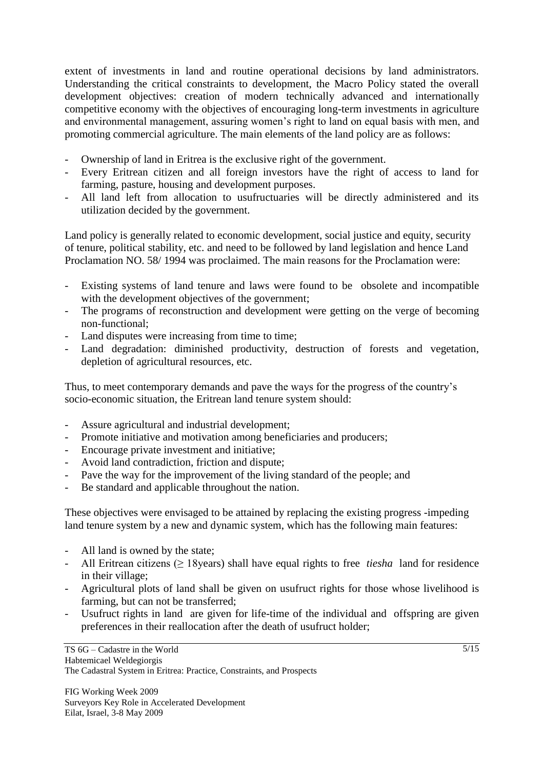extent of investments in land and routine operational decisions by land administrators. Understanding the critical constraints to development, the Macro Policy stated the overall development objectives: creation of modern technically advanced and internationally competitive economy with the objectives of encouraging long-term investments in agriculture and environmental management, assuring women's right to land on equal basis with men, and promoting commercial agriculture. The main elements of the land policy are as follows:

- Ownership of land in Eritrea is the exclusive right of the government.
- Every Eritrean citizen and all foreign investors have the right of access to land for farming, pasture, housing and development purposes.
- All land left from allocation to usufructuaries will be directly administered and its utilization decided by the government.

Land policy is generally related to economic development, social justice and equity, security of tenure, political stability, etc. and need to be followed by land legislation and hence Land Proclamation NO. 58/ 1994 was proclaimed. The main reasons for the Proclamation were:

- Existing systems of land tenure and laws were found to be obsolete and incompatible with the development objectives of the government;
- The programs of reconstruction and development were getting on the verge of becoming non-functional;
- Land disputes were increasing from time to time;
- Land degradation: diminished productivity, destruction of forests and vegetation, depletion of agricultural resources, etc.

Thus, to meet contemporary demands and pave the ways for the progress of the country's socio-economic situation, the Eritrean land tenure system should:

- Assure agricultural and industrial development;
- Promote initiative and motivation among beneficiaries and producers;
- Encourage private investment and initiative;
- Avoid land contradiction, friction and dispute;
- Pave the way for the improvement of the living standard of the people; and
- Be standard and applicable throughout the nation.

These objectives were envisaged to be attained by replacing the existing progress -impeding land tenure system by a new and dynamic system, which has the following main features:

- All land is owned by the state;
- All Eritrean citizens (≥ 18years) shall have equal rights to free *tiesha* land for residence in their village;
- Agricultural plots of land shall be given on usufruct rights for those whose livelihood is farming, but can not be transferred;
- Usufruct rights in land are given for life-time of the individual and offspring are given preferences in their reallocation after the death of usufruct holder;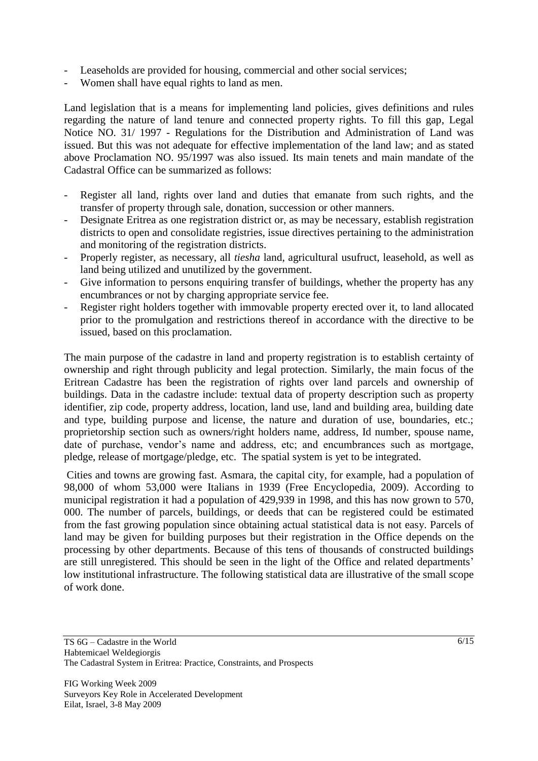- Leaseholds are provided for housing, commercial and other social services;
- Women shall have equal rights to land as men.

Land legislation that is a means for implementing land policies, gives definitions and rules regarding the nature of land tenure and connected property rights. To fill this gap, Legal Notice NO. 31/ 1997 - Regulations for the Distribution and Administration of Land was issued. But this was not adequate for effective implementation of the land law; and as stated above Proclamation NO. 95/1997 was also issued. Its main tenets and main mandate of the Cadastral Office can be summarized as follows:

- Register all land, rights over land and duties that emanate from such rights, and the transfer of property through sale, donation, succession or other manners.
- Designate Eritrea as one registration district or, as may be necessary, establish registration districts to open and consolidate registries, issue directives pertaining to the administration and monitoring of the registration districts.
- Properly register, as necessary, all *tiesha* land, agricultural usufruct, leasehold, as well as land being utilized and unutilized by the government.
- Give information to persons enquiring transfer of buildings, whether the property has any encumbrances or not by charging appropriate service fee.
- Register right holders together with immovable property erected over it, to land allocated prior to the promulgation and restrictions thereof in accordance with the directive to be issued, based on this proclamation.

The main purpose of the cadastre in land and property registration is to establish certainty of ownership and right through publicity and legal protection. Similarly, the main focus of the Eritrean Cadastre has been the registration of rights over land parcels and ownership of buildings. Data in the cadastre include: textual data of property description such as property identifier, zip code, property address, location, land use, land and building area, building date and type, building purpose and license, the nature and duration of use, boundaries, etc.; proprietorship section such as owners/right holders name, address, Id number, spouse name, date of purchase, vendor's name and address, etc; and encumbrances such as mortgage, pledge, release of mortgage/pledge, etc. The spatial system is yet to be integrated.

Cities and towns are growing fast. Asmara, the capital city, for example, had a population of 98,000 of whom 53,000 were Italians in 1939 (Free Encyclopedia, 2009). According to municipal registration it had a population of 429,939 in 1998, and this has now grown to 570, 000. The number of parcels, buildings, or deeds that can be registered could be estimated from the fast growing population since obtaining actual statistical data is not easy. Parcels of land may be given for building purposes but their registration in the Office depends on the processing by other departments. Because of this tens of thousands of constructed buildings are still unregistered. This should be seen in the light of the Office and related departments' low institutional infrastructure. The following statistical data are illustrative of the small scope of work done.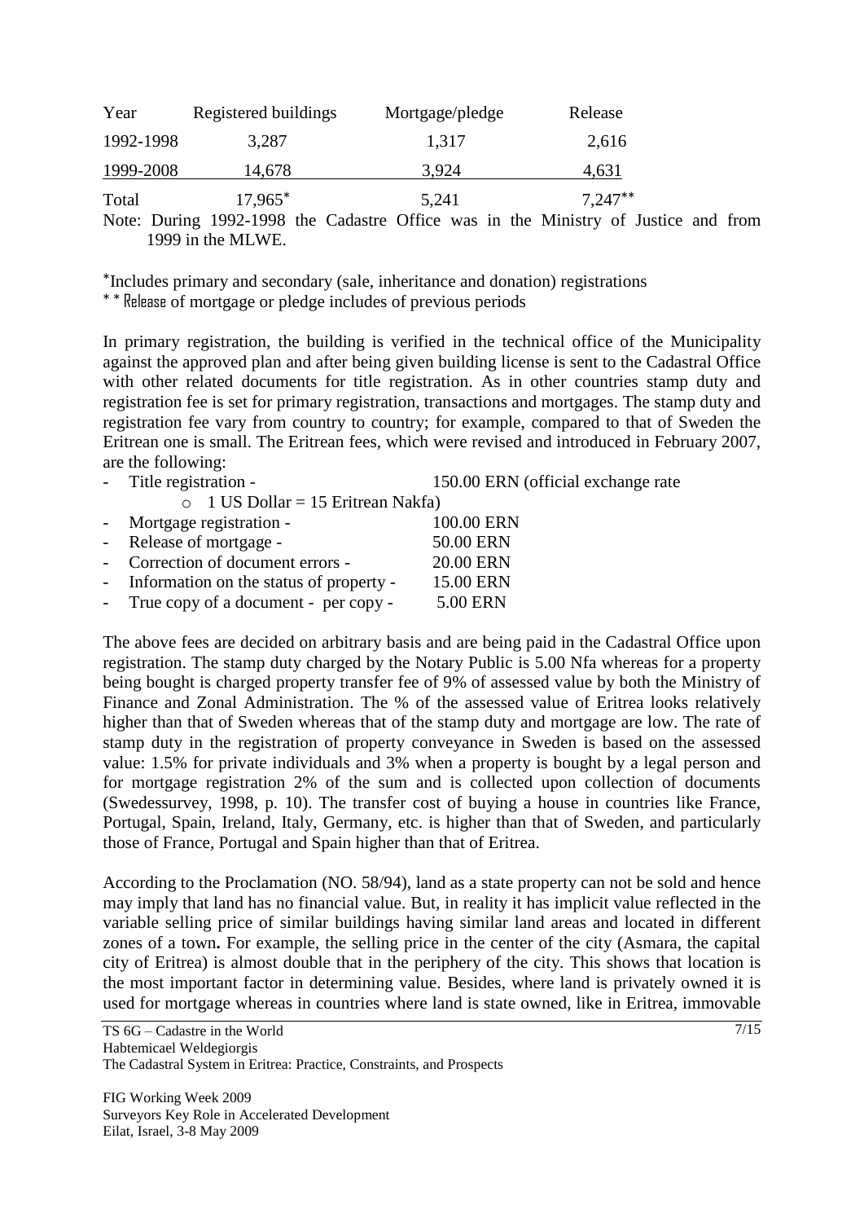| Year | Registered buildings | Mortgage/pledge | Release |
|---|---|---|---|
| 1992-1998 | 3,287 | 1,317 | 2,616 |
| 1999-2008 | 14,678 | 3,924 | 4,631 |
| Total | 17,965* | 5,241 | 7,247** |

Note: During 1992-1998 the Cadastre Office was in the Ministry of Justice and from 1999 in the MLWE.

*Includes primary and secondary (sale, inheritance and donation) registrations

** Release of mortgage or pledge includes of previous periods

In primary registration, the building is verified in the technical office of the Municipality against the approved plan and after being given building license is sent to the Cadastral Office with other related documents for title registration. As in other countries stamp duty and registration fee is set for primary registration, transactions and mortgages. The stamp duty and registration fee vary from country to country; for example, compared to that of Sweden the Eritrean one is small. The Eritrean fees, which were revised and introduced in February 2007, are the following:

- Title registration - 150.00 ERN (official exchange rate
  - 1 US Dollar = 15 Eritrean Nakfa)
- Mortgage registration - 100.00 ERN
- Release of mortgage - 50.00 ERN
- Correction of document errors - 20.00 ERN
- Information on the status of property - 15.00 ERN
- True copy of a document - per copy - 5.00 ERN

The above fees are decided on arbitrary basis and are being paid in the Cadastral Office upon registration. The stamp duty charged by the Notary Public is 5.00 Nfa whereas for a property being bought is charged property transfer fee of 9% of assessed value by both the Ministry of Finance and Zonal Administration. The % of the assessed value of Eritrea looks relatively higher than that of Sweden whereas that of the stamp duty and mortgage are low. The rate of stamp duty in the registration of property conveyance in Sweden is based on the assessed value: 1.5% for private individuals and 3% when a property is bought by a legal person and for mortgage registration 2% of the sum and is collected upon collection of documents (Swedessurvey, 1998, p. 10). The transfer cost of buying a house in countries like France, Portugal, Spain, Ireland, Italy, Germany, etc. is higher than that of Sweden, and particularly those of France, Portugal and Spain higher than that of Eritrea.

According to the Proclamation (NO. 58/94), land as a state property can not be sold and hence may imply that land has no financial value. But, in reality it has implicit value reflected in the variable selling price of similar buildings having similar land areas and located in different zones of a town**.** For example, the selling price in the center of the city (Asmara, the capital city of Eritrea) is almost double that in the periphery of the city. This shows that location is the most important factor in determining value. Besides, where land is privately owned it is used for mortgage whereas in countries where land is state owned, like in Eritrea, immovable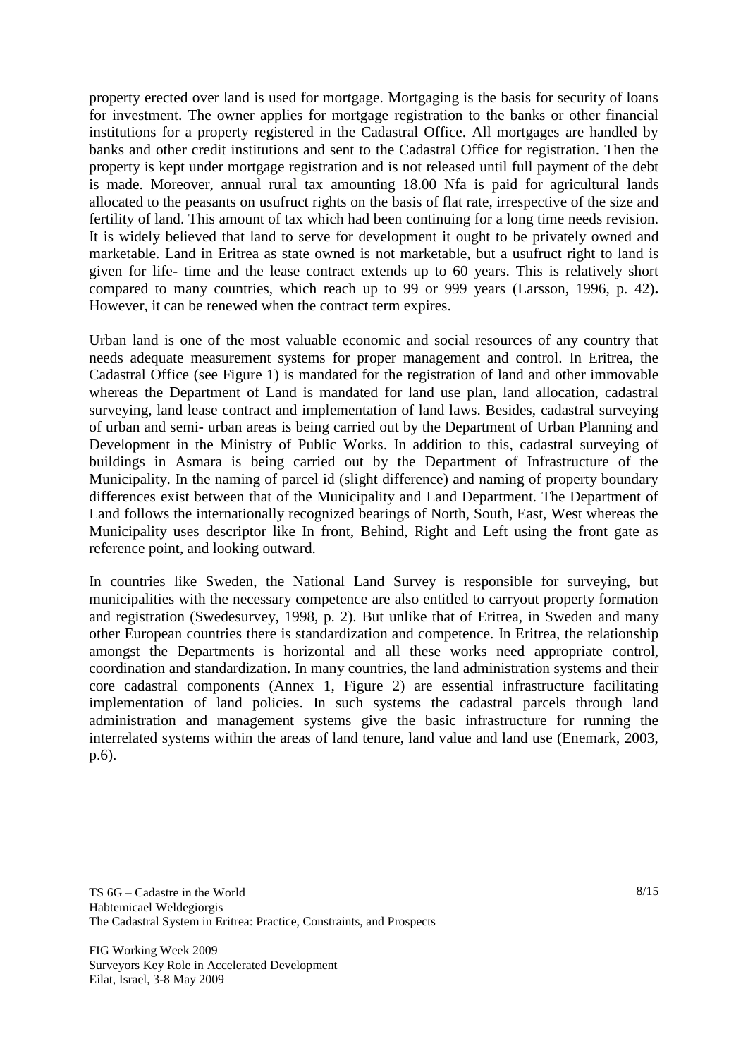property erected over land is used for mortgage. Mortgaging is the basis for security of loans for investment. The owner applies for mortgage registration to the banks or other financial institutions for a property registered in the Cadastral Office. All mortgages are handled by banks and other credit institutions and sent to the Cadastral Office for registration. Then the property is kept under mortgage registration and is not released until full payment of the debt is made. Moreover, annual rural tax amounting 18.00 Nfa is paid for agricultural lands allocated to the peasants on usufruct rights on the basis of flat rate, irrespective of the size and fertility of land. This amount of tax which had been continuing for a long time needs revision. It is widely believed that land to serve for development it ought to be privately owned and marketable. Land in Eritrea as state owned is not marketable, but a usufruct right to land is given for life- time and the lease contract extends up to 60 years. This is relatively short compared to many countries, which reach up to 99 or 999 years (Larsson, 1996, p. 42). However, it can be renewed when the contract term expires.

Urban land is one of the most valuable economic and social resources of any country that needs adequate measurement systems for proper management and control. In Eritrea, the Cadastral Office (see Figure 1) is mandated for the registration of land and other immovable whereas the Department of Land is mandated for land use plan, land allocation, cadastral surveying, land lease contract and implementation of land laws. Besides, cadastral surveying of urban and semi- urban areas is being carried out by the Department of Urban Planning and Development in the Ministry of Public Works. In addition to this, cadastral surveying of buildings in Asmara is being carried out by the Department of Infrastructure of the Municipality. In the naming of parcel id (slight difference) and naming of property boundary differences exist between that of the Municipality and Land Department. The Department of Land follows the internationally recognized bearings of North, South, East, West whereas the Municipality uses descriptor like In front, Behind, Right and Left using the front gate as reference point, and looking outward.

In countries like Sweden, the National Land Survey is responsible for surveying, but municipalities with the necessary competence are also entitled to carryout property formation and registration (Swedesurvey, 1998, p. 2). But unlike that of Eritrea, in Sweden and many other European countries there is standardization and competence. In Eritrea, the relationship amongst the Departments is horizontal and all these works need appropriate control, coordination and standardization. In many countries, the land administration systems and their core cadastral components (Annex 1, Figure 2) are essential infrastructure facilitating implementation of land policies. In such systems the cadastral parcels through land administration and management systems give the basic infrastructure for running the interrelated systems within the areas of land tenure, land value and land use (Enemark, 2003, p.6).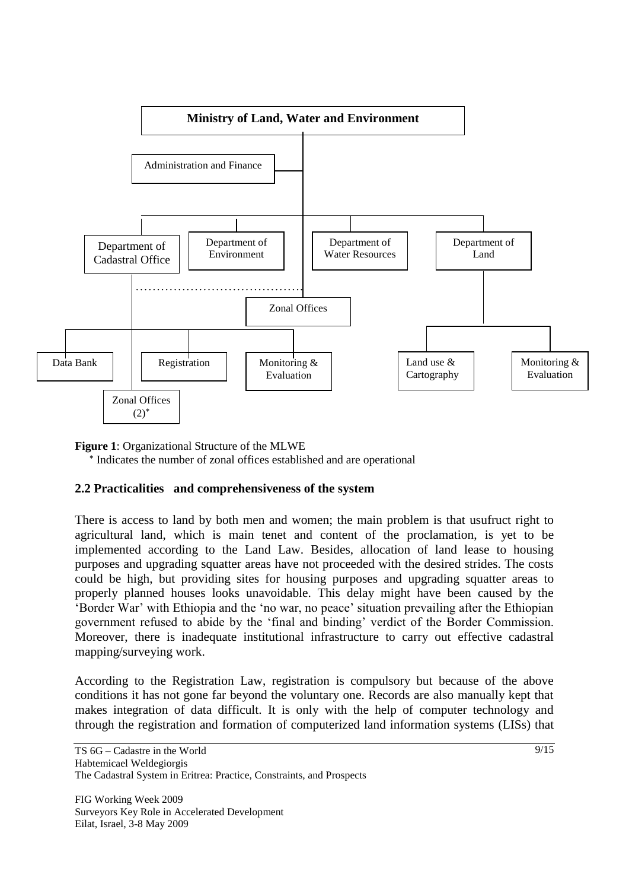- **Ministry of Land, Water and Environment**
  - Administration and Finance
  - Department of Cadastral Office
    - Data Bank
    - Registration
    - Monitoring & Evaluation
    - Zonal Offices (2)*
  - Department of Environment
  - Department of Water Resources
  - Department of Land
    - Land use & Cartography
    - Monitoring & Evaluation
  - Zonal Offices

**Figure 1**: Organizational Structure of the MLWE

\* Indicates the number of zonal offices established and are operational

## 2.2 Practicalities and comprehensiveness of the system

There is access to land by both men and women; the main problem is that usufruct right to agricultural land, which is main tenet and content of the proclamation, is yet to be implemented according to the Land Law. Besides, allocation of land lease to housing purposes and upgrading squatter areas have not proceeded with the desired strides. The costs could be high, but providing sites for housing purposes and upgrading squatter areas to properly planned houses looks unavoidable. This delay might have been caused by the 'Border War' with Ethiopia and the 'no war, no peace' situation prevailing after the Ethiopian government refused to abide by the 'final and binding' verdict of the Border Commission. Moreover, there is inadequate institutional infrastructure to carry out effective cadastral mapping/surveying work.

According to the Registration Law, registration is compulsory but because of the above conditions it has not gone far beyond the voluntary one. Records are also manually kept that makes integration of data difficult. It is only with the help of computer technology and through the registration and formation of computerized land information systems (LISs) that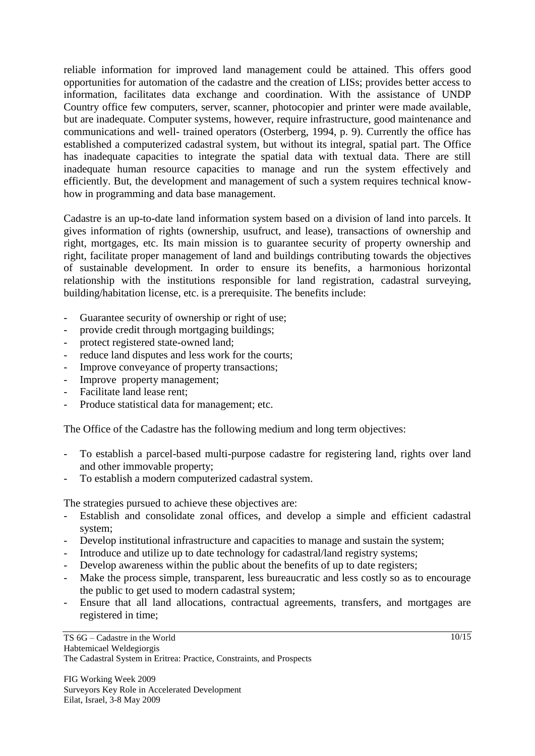reliable information for improved land management could be attained. This offers good opportunities for automation of the cadastre and the creation of LISs; provides better access to information, facilitates data exchange and coordination. With the assistance of UNDP Country office few computers, server, scanner, photocopier and printer were made available, but are inadequate. Computer systems, however, require infrastructure, good maintenance and communications and well- trained operators (Osterberg, 1994, p. 9). Currently the office has established a computerized cadastral system, but without its integral, spatial part. The Office has inadequate capacities to integrate the spatial data with textual data. There are still inadequate human resource capacities to manage and run the system effectively and efficiently. But, the development and management of such a system requires technical know-how in programming and data base management.

Cadastre is an up-to-date land information system based on a division of land into parcels. It gives information of rights (ownership, usufruct, and lease), transactions of ownership and right, mortgages, etc. Its main mission is to guarantee security of property ownership and right, facilitate proper management of land and buildings contributing towards the objectives of sustainable development. In order to ensure its benefits, a harmonious horizontal relationship with the institutions responsible for land registration, cadastral surveying, building/habitation license, etc. is a prerequisite. The benefits include:

- Guarantee security of ownership or right of use;
- provide credit through mortgaging buildings;
- protect registered state-owned land;
- reduce land disputes and less work for the courts;
- Improve conveyance of property transactions;
- Improve property management;
- Facilitate land lease rent;
- Produce statistical data for management; etc.

The Office of the Cadastre has the following medium and long term objectives:

- To establish a parcel-based multi-purpose cadastre for registering land, rights over land and other immovable property;
- To establish a modern computerized cadastral system.

The strategies pursued to achieve these objectives are:

- Establish and consolidate zonal offices, and develop a simple and efficient cadastral system;
- Develop institutional infrastructure and capacities to manage and sustain the system;
- Introduce and utilize up to date technology for cadastral/land registry systems;
- Develop awareness within the public about the benefits of up to date registers;
- Make the process simple, transparent, less bureaucratic and less costly so as to encourage the public to get used to modern cadastral system;
- Ensure that all land allocations, contractual agreements, transfers, and mortgages are registered in time;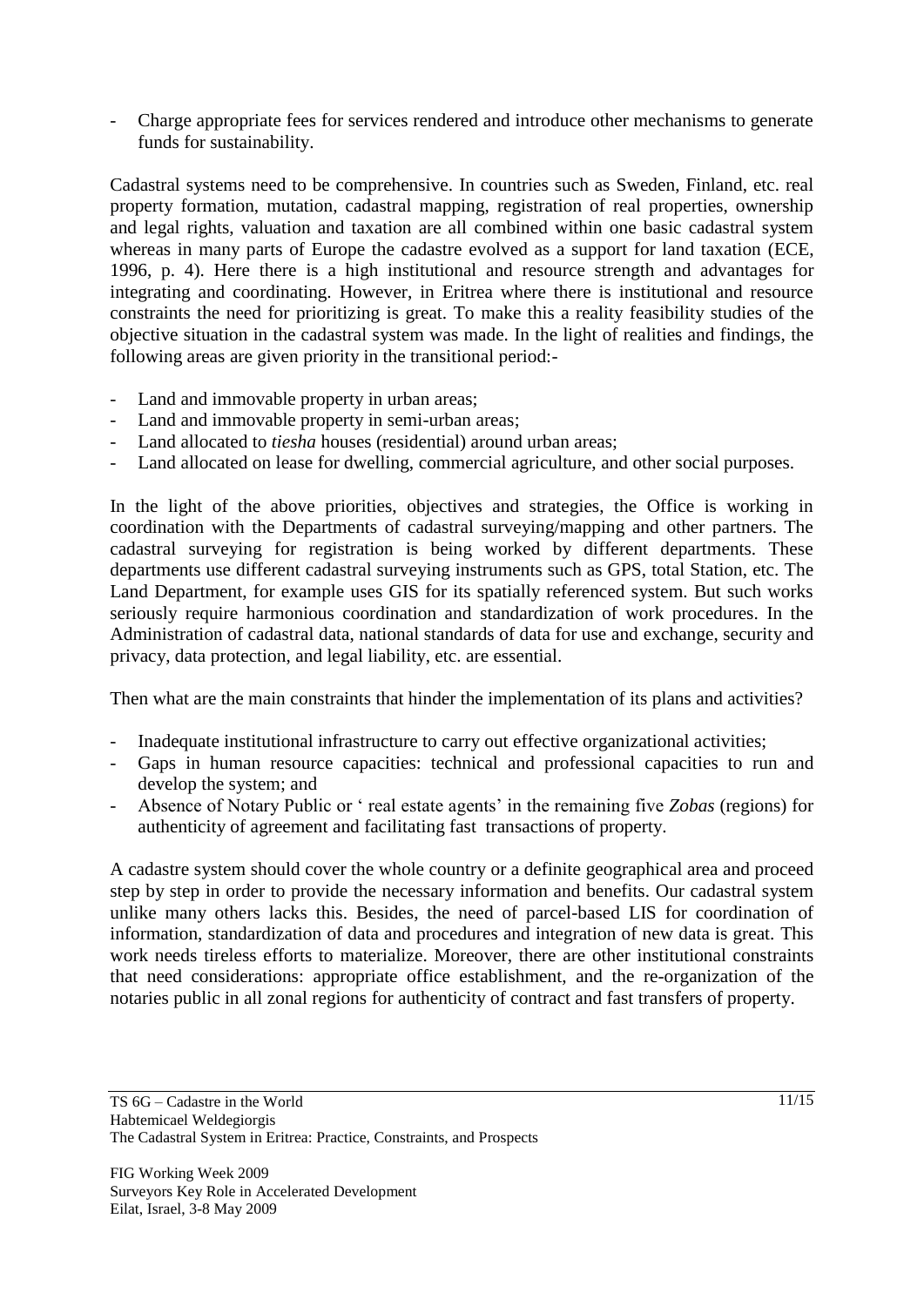- Charge appropriate fees for services rendered and introduce other mechanisms to generate funds for sustainability.

Cadastral systems need to be comprehensive. In countries such as Sweden, Finland, etc. real property formation, mutation, cadastral mapping, registration of real properties, ownership and legal rights, valuation and taxation are all combined within one basic cadastral system whereas in many parts of Europe the cadastre evolved as a support for land taxation (ECE, 1996, p. 4). Here there is a high institutional and resource strength and advantages for integrating and coordinating. However, in Eritrea where there is institutional and resource constraints the need for prioritizing is great. To make this a reality feasibility studies of the objective situation in the cadastral system was made. In the light of realities and findings, the following areas are given priority in the transitional period:-

- Land and immovable property in urban areas;
- Land and immovable property in semi-urban areas;
- Land allocated to *tiesha* houses (residential) around urban areas;
- Land allocated on lease for dwelling, commercial agriculture, and other social purposes.

In the light of the above priorities, objectives and strategies, the Office is working in coordination with the Departments of cadastral surveying/mapping and other partners. The cadastral surveying for registration is being worked by different departments. These departments use different cadastral surveying instruments such as GPS, total Station, etc. The Land Department, for example uses GIS for its spatially referenced system. But such works seriously require harmonious coordination and standardization of work procedures. In the Administration of cadastral data, national standards of data for use and exchange, security and privacy, data protection, and legal liability, etc. are essential.

Then what are the main constraints that hinder the implementation of its plans and activities?

- Inadequate institutional infrastructure to carry out effective organizational activities;
- Gaps in human resource capacities: technical and professional capacities to run and develop the system; and
- Absence of Notary Public or ' real estate agents' in the remaining five *Zobas* (regions) for authenticity of agreement and facilitating fast transactions of property.

A cadastre system should cover the whole country or a definite geographical area and proceed step by step in order to provide the necessary information and benefits. Our cadastral system unlike many others lacks this. Besides, the need of parcel-based LIS for coordination of information, standardization of data and procedures and integration of new data is great. This work needs tireless efforts to materialize. Moreover, there are other institutional constraints that need considerations: appropriate office establishment, and the re-organization of the notaries public in all zonal regions for authenticity of contract and fast transfers of property.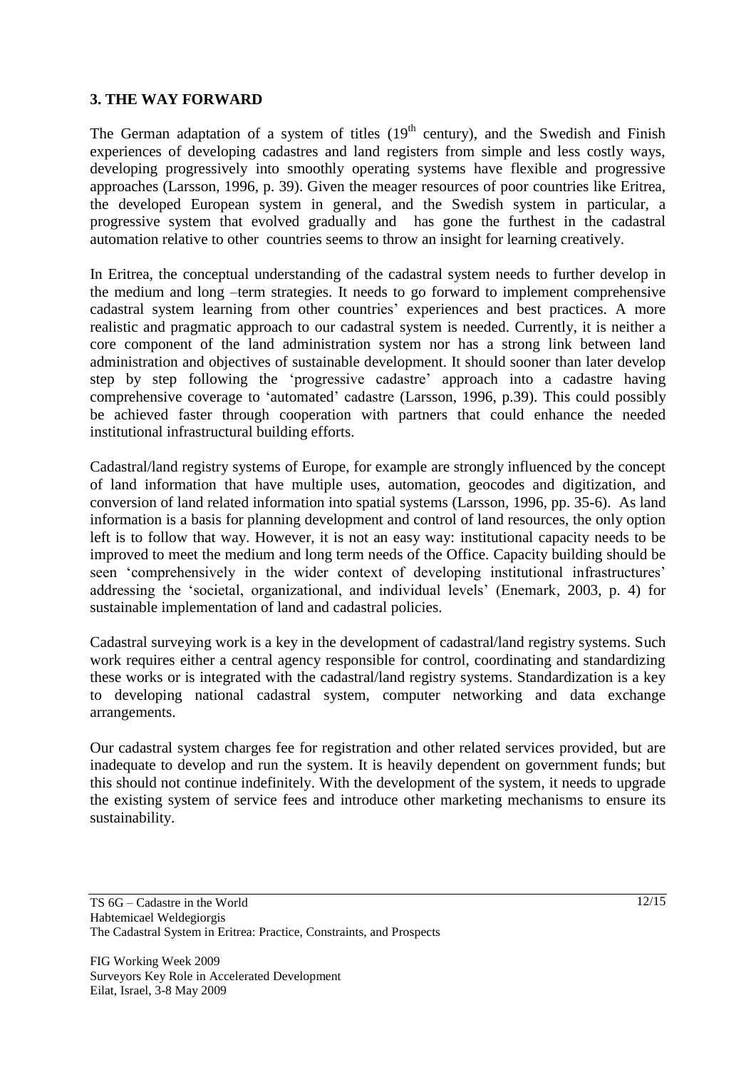## 3. THE WAY FORWARD

The German adaptation of a system of titles (19th century), and the Swedish and Finish experiences of developing cadastres and land registers from simple and less costly ways, developing progressively into smoothly operating systems have flexible and progressive approaches (Larsson, 1996, p. 39). Given the meager resources of poor countries like Eritrea, the developed European system in general, and the Swedish system in particular, a progressive system that evolved gradually and has gone the furthest in the cadastral automation relative to other countries seems to throw an insight for learning creatively.

In Eritrea, the conceptual understanding of the cadastral system needs to further develop in the medium and long –term strategies. It needs to go forward to implement comprehensive cadastral system learning from other countries' experiences and best practices. A more realistic and pragmatic approach to our cadastral system is needed. Currently, it is neither a core component of the land administration system nor has a strong link between land administration and objectives of sustainable development. It should sooner than later develop step by step following the 'progressive cadastre' approach into a cadastre having comprehensive coverage to 'automated' cadastre (Larsson, 1996, p.39). This could possibly be achieved faster through cooperation with partners that could enhance the needed institutional infrastructural building efforts.

Cadastral/land registry systems of Europe, for example are strongly influenced by the concept of land information that have multiple uses, automation, geocodes and digitization, and conversion of land related information into spatial systems (Larsson, 1996, pp. 35-6). As land information is a basis for planning development and control of land resources, the only option left is to follow that way. However, it is not an easy way: institutional capacity needs to be improved to meet the medium and long term needs of the Office. Capacity building should be seen 'comprehensively in the wider context of developing institutional infrastructures' addressing the 'societal, organizational, and individual levels' (Enemark, 2003, p. 4) for sustainable implementation of land and cadastral policies.

Cadastral surveying work is a key in the development of cadastral/land registry systems. Such work requires either a central agency responsible for control, coordinating and standardizing these works or is integrated with the cadastral/land registry systems. Standardization is a key to developing national cadastral system, computer networking and data exchange arrangements.

Our cadastral system charges fee for registration and other related services provided, but are inadequate to develop and run the system. It is heavily dependent on government funds; but this should not continue indefinitely. With the development of the system, it needs to upgrade the existing system of service fees and introduce other marketing mechanisms to ensure its sustainability.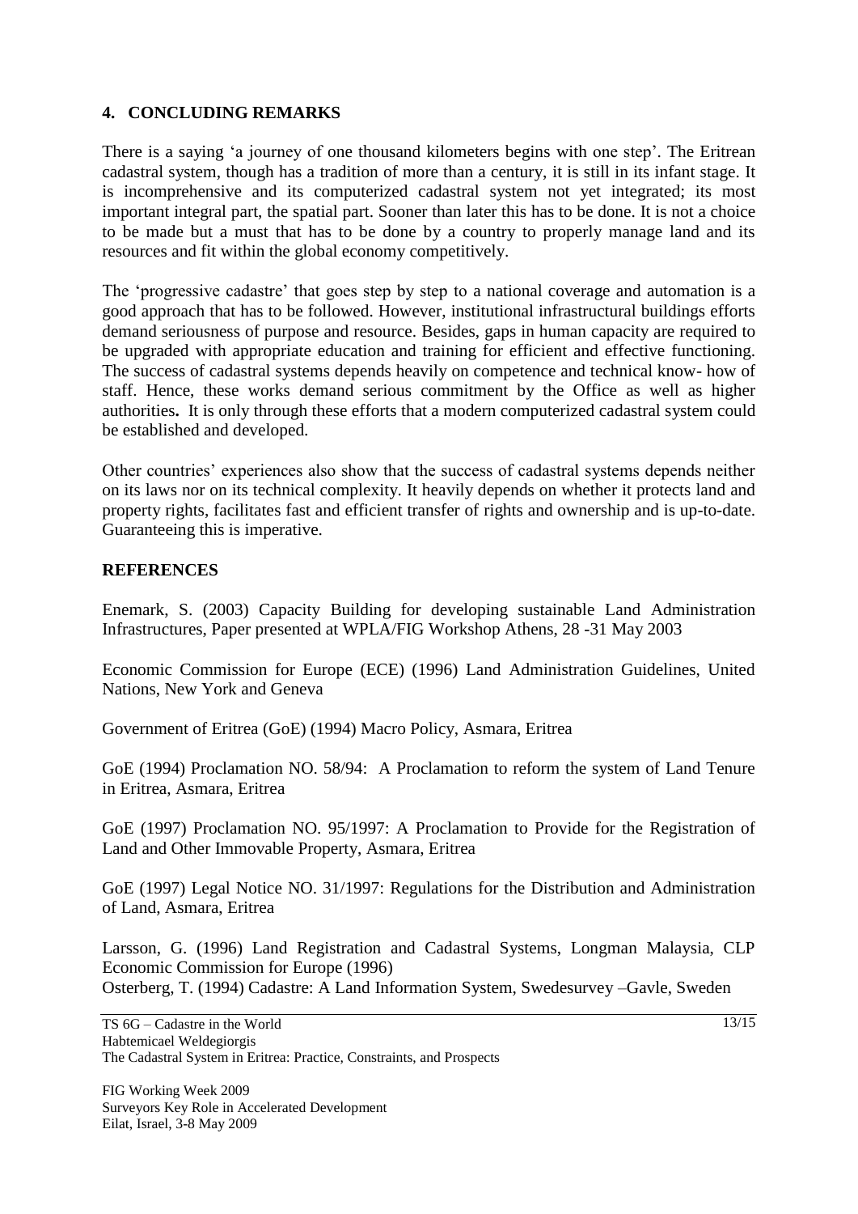## 4. CONCLUDING REMARKS

There is a saying 'a journey of one thousand kilometers begins with one step'. The Eritrean cadastral system, though has a tradition of more than a century, it is still in its infant stage. It is incomprehensive and its computerized cadastral system not yet integrated; its most important integral part, the spatial part. Sooner than later this has to be done. It is not a choice to be made but a must that has to be done by a country to properly manage land and its resources and fit within the global economy competitively.

The 'progressive cadastre' that goes step by step to a national coverage and automation is a good approach that has to be followed. However, institutional infrastructural buildings efforts demand seriousness of purpose and resource. Besides, gaps in human capacity are required to be upgraded with appropriate education and training for efficient and effective functioning. The success of cadastral systems depends heavily on competence and technical know- how of staff. Hence, these works demand serious commitment by the Office as well as higher authorities**.** It is only through these efforts that a modern computerized cadastral system could be established and developed.

Other countries' experiences also show that the success of cadastral systems depends neither on its laws nor on its technical complexity. It heavily depends on whether it protects land and property rights, facilitates fast and efficient transfer of rights and ownership and is up-to-date. Guaranteeing this is imperative.

## REFERENCES

Enemark, S. (2003) Capacity Building for developing sustainable Land Administration Infrastructures, Paper presented at WPLA/FIG Workshop Athens, 28 -31 May 2003

Economic Commission for Europe (ECE) (1996) Land Administration Guidelines, United Nations, New York and Geneva

Government of Eritrea (GoE) (1994) Macro Policy, Asmara, Eritrea

GoE (1994) Proclamation NO. 58/94: A Proclamation to reform the system of Land Tenure in Eritrea, Asmara, Eritrea

GoE (1997) Proclamation NO. 95/1997: A Proclamation to Provide for the Registration of Land and Other Immovable Property, Asmara, Eritrea

GoE (1997) Legal Notice NO. 31/1997: Regulations for the Distribution and Administration of Land, Asmara, Eritrea

Larsson, G. (1996) Land Registration and Cadastral Systems, Longman Malaysia, CLP Economic Commission for Europe (1996)
Osterberg, T. (1994) Cadastre: A Land Information System, Swedesurvey –Gavle, Sweden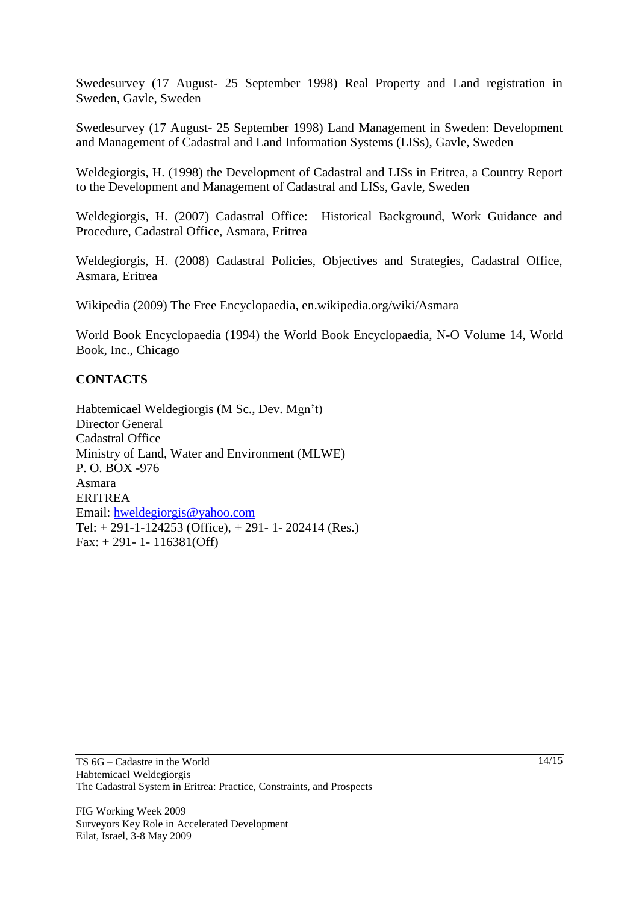Swedesurvey (17 August- 25 September 1998) Real Property and Land registration in Sweden, Gavle, Sweden

Swedesurvey (17 August- 25 September 1998) Land Management in Sweden: Development and Management of Cadastral and Land Information Systems (LISs), Gavle, Sweden

Weldegiorgis, H. (1998) the Development of Cadastral and LISs in Eritrea, a Country Report to the Development and Management of Cadastral and LISs, Gavle, Sweden

Weldegiorgis, H. (2007) Cadastral Office: Historical Background, Work Guidance and Procedure, Cadastral Office, Asmara, Eritrea

Weldegiorgis, H. (2008) Cadastral Policies, Objectives and Strategies, Cadastral Office, Asmara, Eritrea

Wikipedia (2009) The Free Encyclopaedia, en.wikipedia.org/wiki/Asmara

World Book Encyclopaedia (1994) the World Book Encyclopaedia, N-O Volume 14, World Book, Inc., Chicago

**CONTACTS**

Habtemicael Weldegiorgis (M Sc., Dev. Mgn't)
Director General
Cadastral Office
Ministry of Land, Water and Environment (MLWE)
P. O. BOX -976
Asmara
ERITREA
Email: hweldegiorgis@yahoo.com
Tel: + 291-1-124253 (Office), + 291- 1- 202414 (Res.)
Fax: + 291- 1- 116381(Off)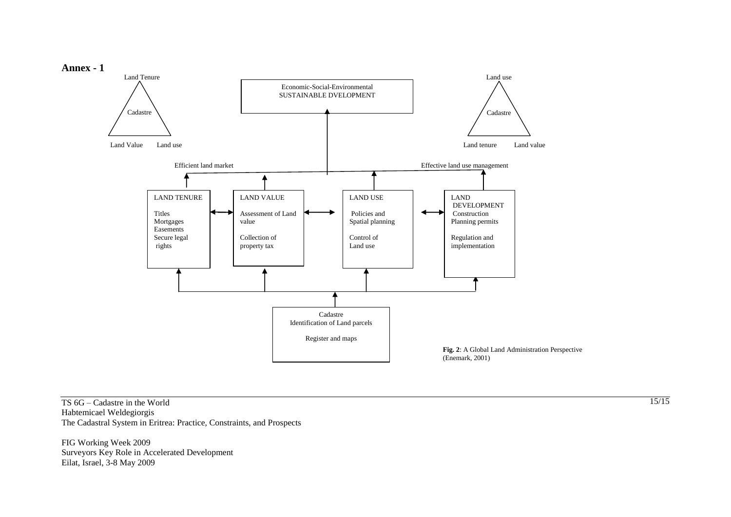## Annex - 1

Land Tenure

Cadastre

Land Value Land use

Economic-Social-Environmental
SUSTAINABLE DVELOPMENT

Land use

Cadastre

Land tenure Land value

Efficient land market

Effective land use management

LAND TENURE

Titles
Mortgages
Easements
Secure legal rights

LAND VALUE

Assessment of Land value

Collection of property tax

LAND USE

Policies and Spatial planning

Control of Land use

LAND DEVELOPMENT

Construction
Planning permits

Regulation and implementation

Cadastre
Identification of Land parcels

Register and maps

**Fig. 2**: A Global Land Administration Perspective (Enemark, 2001)